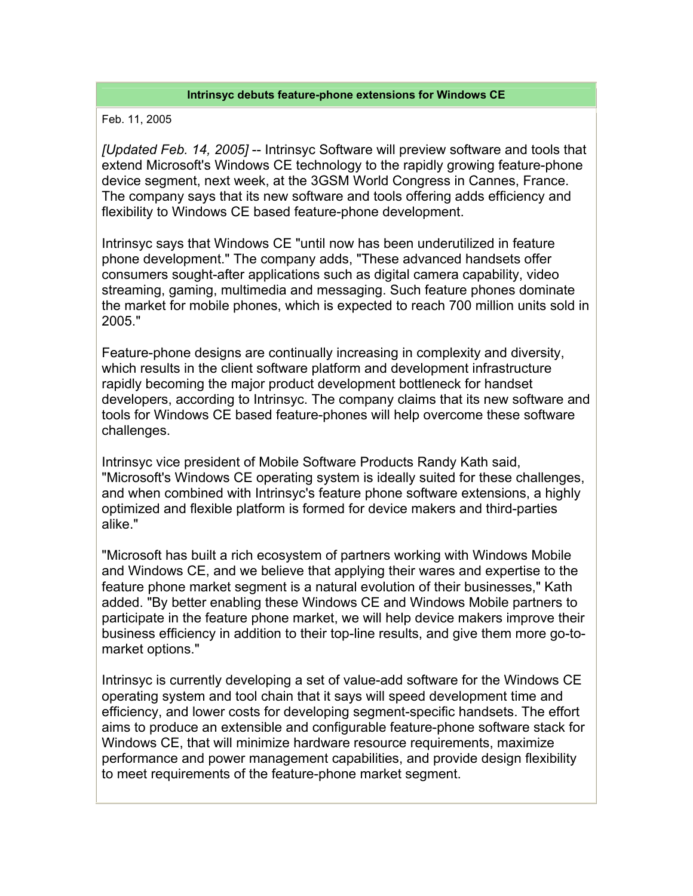## Intrinsyc debuts feature-phone extensions for Windows CE

Feb. 11, 2005

*[Updated Feb. 14, 2005]* -- Intrinsyc Software will preview software and tools that extend Microsoft's Windows CE technology to the rapidly growing feature-phone device segment, next week, at the 3GSM World Congress in Cannes, France. The company says that its new software and tools offering adds efficiency and flexibility to Windows CE based feature-phone development.

Intrinsyc says that Windows CE "until now has been underutilized in feature phone development." The company adds, "These advanced handsets offer consumers sought-after applications such as digital camera capability, video streaming, gaming, multimedia and messaging. Such feature phones dominate the market for mobile phones, which is expected to reach 700 million units sold in 2005."

Feature-phone designs are continually increasing in complexity and diversity, which results in the client software platform and development infrastructure rapidly becoming the major product development bottleneck for handset developers, according to Intrinsyc. The company claims that its new software and tools for Windows CE based feature-phones will help overcome these software challenges.

Intrinsyc vice president of Mobile Software Products Randy Kath said, "Microsoft's Windows CE operating system is ideally suited for these challenges, and when combined with Intrinsyc's feature phone software extensions, a highly optimized and flexible platform is formed for device makers and third-parties alike."

"Microsoft has built a rich ecosystem of partners working with Windows Mobile and Windows CE, and we believe that applying their wares and expertise to the feature phone market segment is a natural evolution of their businesses," Kath added. "By better enabling these Windows CE and Windows Mobile partners to participate in the feature phone market, we will help device makers improve their business efficiency in addition to their top-line results, and give them more go-to-market options."

Intrinsyc is currently developing a set of value-add software for the Windows CE operating system and tool chain that it says will speed development time and efficiency, and lower costs for developing segment-specific handsets. The effort aims to produce an extensible and configurable feature-phone software stack for Windows CE, that will minimize hardware resource requirements, maximize performance and power management capabilities, and provide design flexibility to meet requirements of the feature-phone market segment.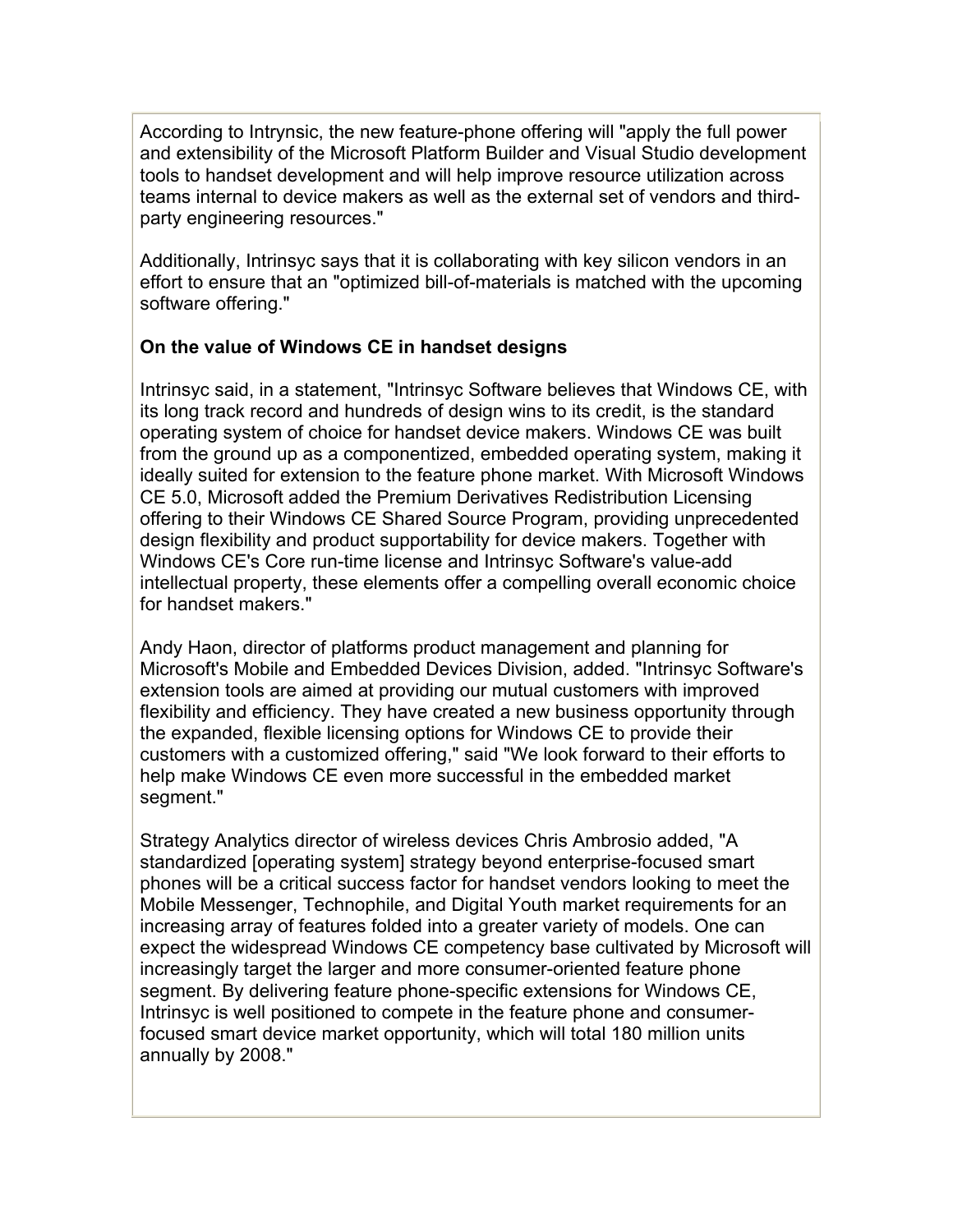According to Intrynsic, the new feature-phone offering will "apply the full power and extensibility of the Microsoft Platform Builder and Visual Studio development tools to handset development and will help improve resource utilization across teams internal to device makers as well as the external set of vendors and third-party engineering resources."

Additionally, Intrinsyc says that it is collaborating with key silicon vendors in an effort to ensure that an "optimized bill-of-materials is matched with the upcoming software offering."

**On the value of Windows CE in handset designs**

Intrinsyc said, in a statement, "Intrinsyc Software believes that Windows CE, with its long track record and hundreds of design wins to its credit, is the standard operating system of choice for handset device makers. Windows CE was built from the ground up as a componentized, embedded operating system, making it ideally suited for extension to the feature phone market. With Microsoft Windows CE 5.0, Microsoft added the Premium Derivatives Redistribution Licensing offering to their Windows CE Shared Source Program, providing unprecedented design flexibility and product supportability for device makers. Together with Windows CE's Core run-time license and Intrinsyc Software's value-add intellectual property, these elements offer a compelling overall economic choice for handset makers."

Andy Haon, director of platforms product management and planning for Microsoft's Mobile and Embedded Devices Division, added. "Intrinsyc Software's extension tools are aimed at providing our mutual customers with improved flexibility and efficiency. They have created a new business opportunity through the expanded, flexible licensing options for Windows CE to provide their customers with a customized offering," said "We look forward to their efforts to help make Windows CE even more successful in the embedded market segment."

Strategy Analytics director of wireless devices Chris Ambrosio added, "A standardized [operating system] strategy beyond enterprise-focused smart phones will be a critical success factor for handset vendors looking to meet the Mobile Messenger, Technophile, and Digital Youth market requirements for an increasing array of features folded into a greater variety of models. One can expect the widespread Windows CE competency base cultivated by Microsoft will increasingly target the larger and more consumer-oriented feature phone segment. By delivering feature phone-specific extensions for Windows CE, Intrinsyc is well positioned to compete in the feature phone and consumer-focused smart device market opportunity, which will total 180 million units annually by 2008."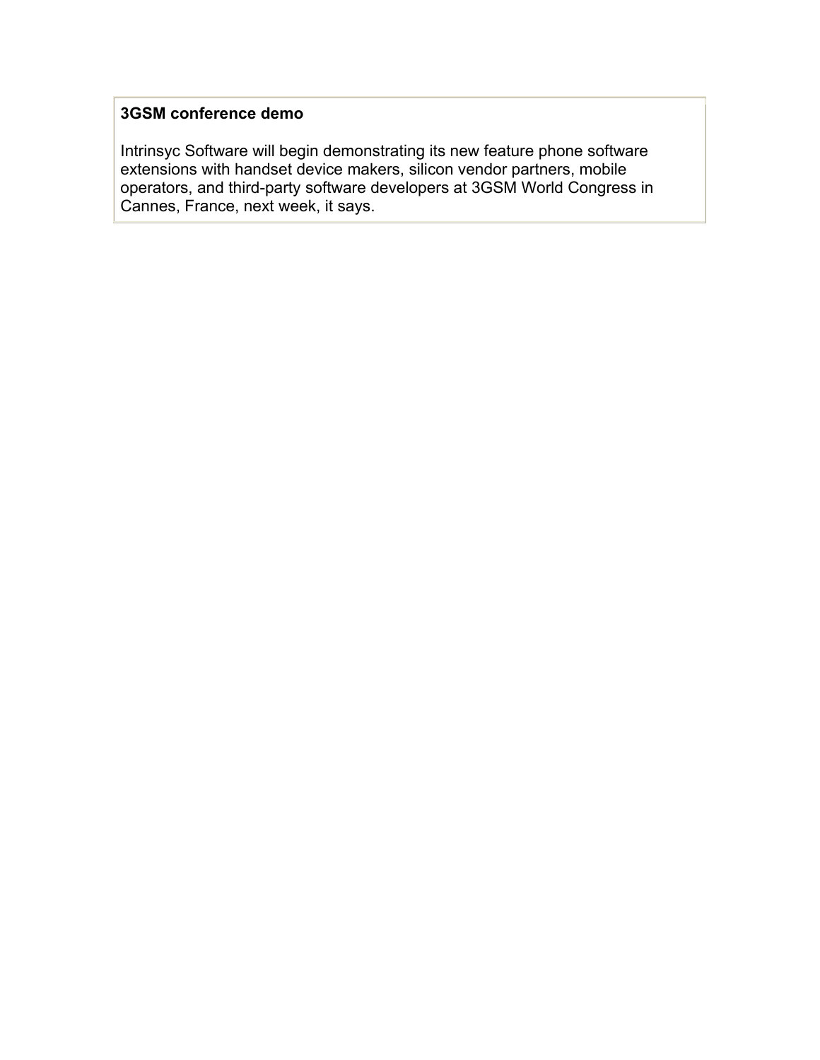**3GSM conference demo**

Intrinsyc Software will begin demonstrating its new feature phone software extensions with handset device makers, silicon vendor partners, mobile operators, and third-party software developers at 3GSM World Congress in Cannes, France, next week, it says.